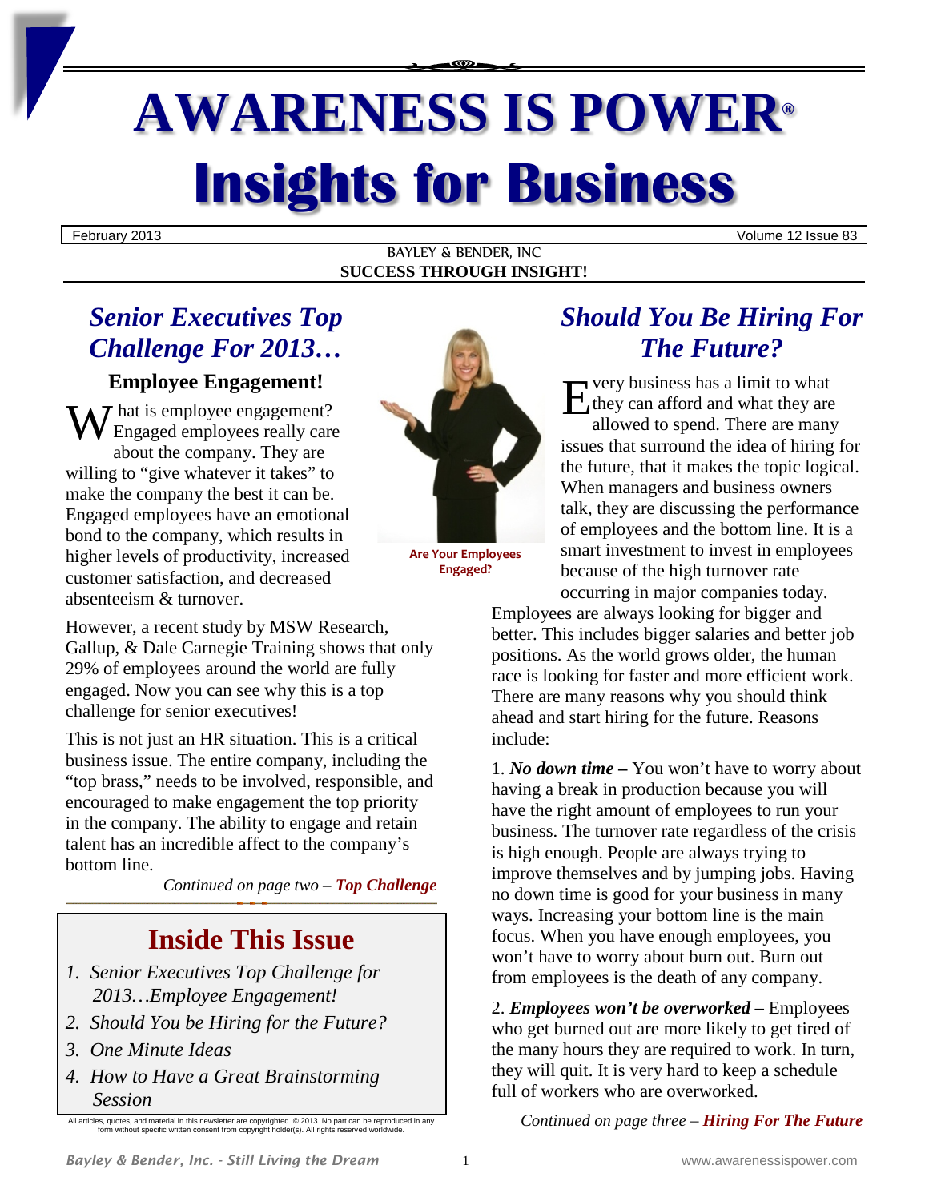# AWARENESS IS POWER®

# Insights for Business

February 2013 Volume 12 Issue 83

BAYLEY & BENDER, INC

**SUCCESS THROUGH INSIGHT!**

## *Senior Executives Top Challenge For 2013…*

### Employee Engagement!

What is employee engagement? Engaged employees really care about the company. They are willing to "give whatever it takes" to make the company the best it can be. Engaged employees have an emotional bond to the company, which results in higher levels of productivity, increased customer satisfaction, and decreased absenteeism & turnover.

However, a recent study by MSW Research, Gallup, & Dale Carnegie Training shows that only 29% of employees around the world are fully engaged. Now you can see why this is a top challenge for senior executives!

This is not just an HR situation. This is a critical business issue. The entire company, including the "top brass," needs to be involved, responsible, and encouraged to make engagement the top priority in the company. The ability to engage and retain talent has an incredible affect to the company's bottom line.

*Continued on page two – **Top Challenge***

**Are Your Employees Engaged?**

## Inside This Issue

1. *Senior Executives Top Challenge for 2013…Employee Engagement!*
2. *Should You be Hiring for the Future?*
3. *One Minute Ideas*
4. *How to Have a Great Brainstorming Session*

All articles, quotes, and material in this newsletter are copyrighted. © 2013. No part can be reproduced in any form without specific written consent from copyright holder(s). All rights reserved worldwide.

## *Should You Be Hiring For The Future?*

Every business has a limit to what they can afford and what they are allowed to spend. There are many issues that surround the idea of hiring for the future, that it makes the topic logical. When managers and business owners talk, they are discussing the performance of employees and the bottom line. It is a smart investment to invest in employees because of the high turnover rate occurring in major companies today. Employees are always looking for bigger and better. This includes bigger salaries and better job positions. As the world grows older, the human race is looking for faster and more efficient work. There are many reasons why you should think ahead and start hiring for the future. Reasons include:

1. ***No down time –*** You won't have to worry about having a break in production because you will have the right amount of employees to run your business. The turnover rate regardless of the crisis is high enough. People are always trying to improve themselves and by jumping jobs. Having no down time is good for your business in many ways. Increasing your bottom line is the main focus. When you have enough employees, you won't have to worry about burn out. Burn out from employees is the death of any company.

2. ***Employees won't be overworked –*** Employees who get burned out are more likely to get tired of the many hours they are required to work. In turn, they will quit. It is very hard to keep a schedule full of workers who are overworked.

*Continued on page three – **Hiring For The Future***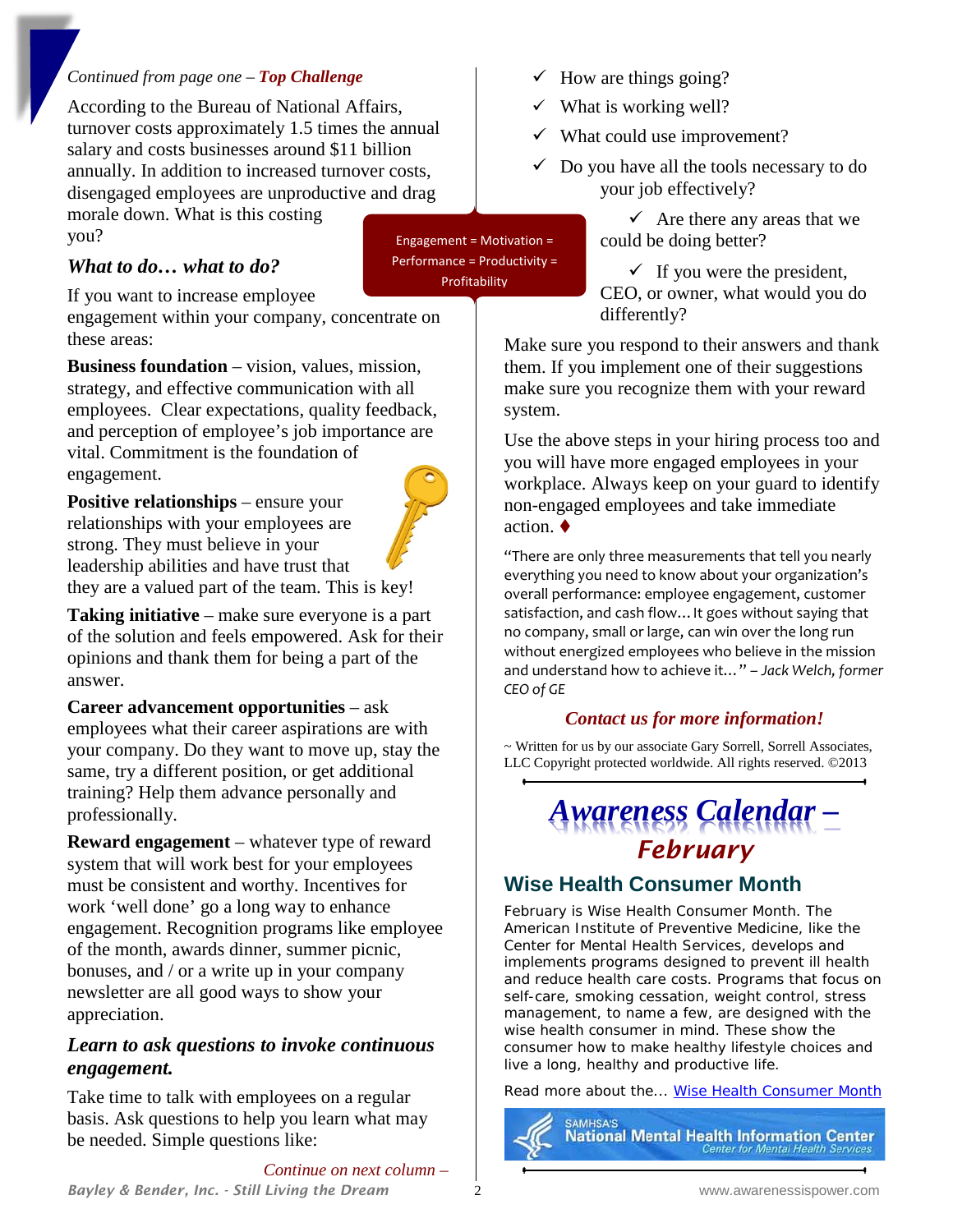*Continued from page one – **Top Challenge***

According to the Bureau of National Affairs, turnover costs approximately 1.5 times the annual salary and costs businesses around $11 billion annually. In addition to increased turnover costs, disengaged employees are unproductive and drag morale down. What is this costing you?

Engagement = Motivation = Performance = Productivity = Profitability

### *What to do… what to do?*

If you want to increase employee engagement within your company, concentrate on these areas:

**Business foundation** – vision, values, mission, strategy, and effective communication with all employees. Clear expectations, quality feedback, and perception of employee's job importance are vital. Commitment is the foundation of engagement.

**Positive relationships** – ensure your relationships with your employees are strong. They must believe in your leadership abilities and have trust that they are a valued part of the team. This is key!

**Taking initiative** – make sure everyone is a part of the solution and feels empowered. Ask for their opinions and thank them for being a part of the answer.

**Career advancement opportunities** – ask employees what their career aspirations are with your company. Do they want to move up, stay the same, try a different position, or get additional training? Help them advance personally and professionally.

**Reward engagement** – whatever type of reward system that will work best for your employees must be consistent and worthy. Incentives for work 'well done' go a long way to enhance engagement. Recognition programs like employee of the month, awards dinner, summer picnic, bonuses, and / or a write up in your company newsletter are all good ways to show your appreciation.

### *Learn to ask questions to invoke continuous engagement.*

Take time to talk with employees on a regular basis. Ask questions to help you learn what may be needed. Simple questions like:

*Continue on next column –*

- ✓ How are things going?
- ✓ What is working well?
- ✓ What could use improvement?
- ✓ Do you have all the tools necessary to do your job effectively?
- ✓ Are there any areas that we could be doing better?
- ✓ If you were the president, CEO, or owner, what would you do differently?

Make sure you respond to their answers and thank them. If you implement one of their suggestions make sure you recognize them with your reward system.

Use the above steps in your hiring process too and you will have more engaged employees in your workplace. Always keep on your guard to identify non-engaged employees and take immediate action. ♦

"There are only three measurements that tell you nearly everything you need to know about your organization's overall performance: employee engagement, customer satisfaction, and cash flow... It goes without saying that no company, small or large, can win over the long run without energized employees who believe in the mission and understand how to achieve it..." *– Jack Welch, former CEO of GE*

***Contact us for more information!***

~ Written for us by our associate Gary Sorrell, Sorrell Associates, LLC Copyright protected worldwide. All rights reserved. ©2013

## *Awareness Calendar – February*

### Wise Health Consumer Month

February is Wise Health Consumer Month. The American Institute of Preventive Medicine, like the Center for Mental Health Services, develops and implements programs designed to prevent ill health and reduce health care costs. Programs that focus on self-care, smoking cessation, weight control, stress management, to name a few, are designed with the wise health consumer in mind. These show the consumer how to make healthy lifestyle choices and live a long, healthy and productive life.

Read more about the… Wise Health Consumer Month

SAMHSA'S National Mental Health Information Center – Center for Mental Health Services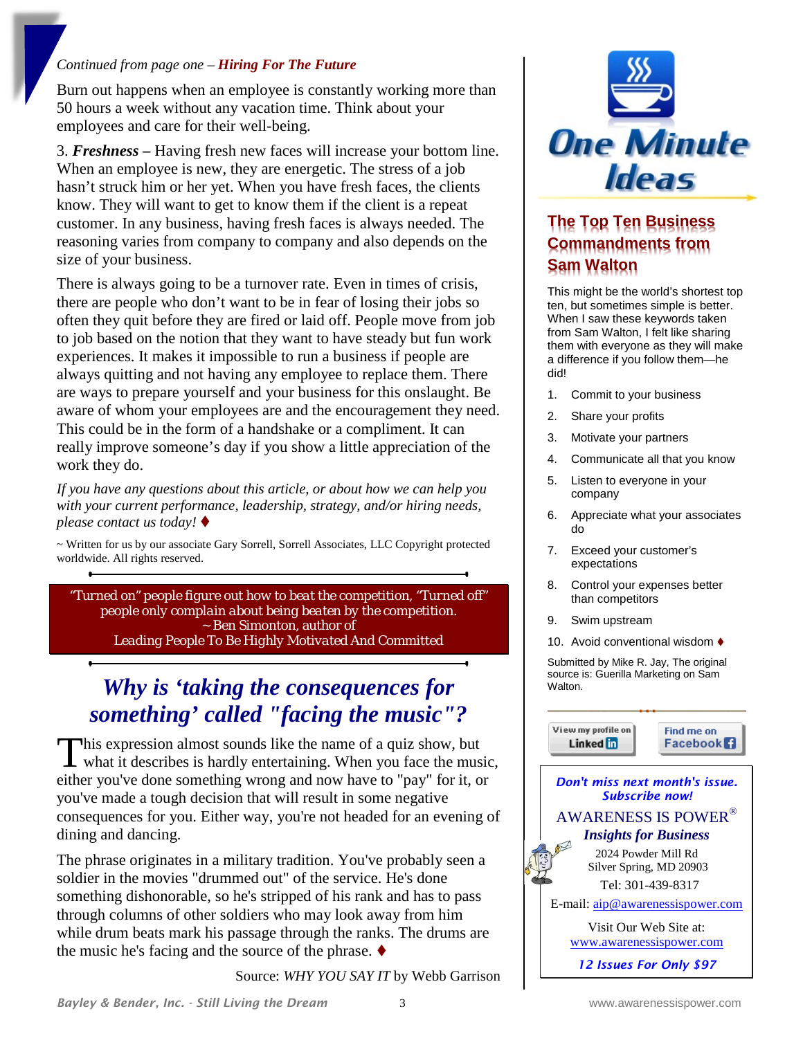*Continued from page one –* ***Hiring For The Future***

Burn out happens when an employee is constantly working more than 50 hours a week without any vacation time. Think about your employees and care for their well-being.

3. ***Freshness –*** Having fresh new faces will increase your bottom line. When an employee is new, they are energetic. The stress of a job hasn't struck him or her yet. When you have fresh faces, the clients know. They will want to get to know them if the client is a repeat customer. In any business, having fresh faces is always needed. The reasoning varies from company to company and also depends on the size of your business.

There is always going to be a turnover rate. Even in times of crisis, there are people who don't want to be in fear of losing their jobs so often they quit before they are fired or laid off. People move from job to job based on the notion that they want to have steady but fun work experiences. It makes it impossible to run a business if people are always quitting and not having any employee to replace them. There are ways to prepare yourself and your business for this onslaught. Be aware of whom your employees are and the encouragement they need. This could be in the form of a handshake or a compliment. It can really improve someone's day if you show a little appreciation of the work they do.

*If you have any questions about this article, or about how we can help you with your current performance, leadership, strategy, and/or hiring needs, please contact us today!* ♦

~ Written for us by our associate Gary Sorrell, Sorrell Associates, LLC Copyright protected worldwide. All rights reserved.

> *"Turned on" people figure out how to beat the competition, "Turned off" people only complain about being beaten by the competition.*
> ~ Ben Simonton, author of
> *Leading People To Be Highly Motivated And Committed*

## *Why is 'taking the consequences for something' called "facing the music"?*

This expression almost sounds like the name of a quiz show, but what it describes is hardly entertaining. When you face the music, either you've done something wrong and now have to "pay" for it, or you've made a tough decision that will result in some negative consequences for you. Either way, you're not headed for an evening of dining and dancing.

The phrase originates in a military tradition. You've probably seen a soldier in the movies "drummed out" of the service. He's done something dishonorable, so he's stripped of his rank and has to pass through columns of other soldiers who may look away from him while drum beats mark his passage through the ranks. The drums are the music he's facing and the source of the phrase. ♦

Source: *WHY YOU SAY IT* by Webb Garrison

# One Minute Ideas

## The Top Ten Business Commandments from Sam Walton

This might be the world's shortest top ten, but sometimes simple is better. When I saw these keywords taken from Sam Walton, I felt like sharing them with everyone as they will make a difference if you follow them—he did!

1. Commit to your business
2. Share your profits
3. Motivate your partners
4. Communicate all that you know
5. Listen to everyone in your company
6. Appreciate what your associates do
7. Exceed your customer's expectations
8. Control your expenses better than competitors
9. Swim upstream
10. Avoid conventional wisdom ♦

Submitted by Mike R. Jay, The original source is: Guerilla Marketing on Sam Walton.

View my profile on LinkedIn | Find me on Facebook

***Don't miss next month's issue. Subscribe now!***

AWARENESS IS POWER®
***Insights for Business***
2024 Powder Mill Rd
Silver Spring, MD 20903
Tel: 301-439-8317
E-mail: aip@awarenessispower.com

Visit Our Web Site at:
www.awarenessispower.com

***12 Issues For Only $97***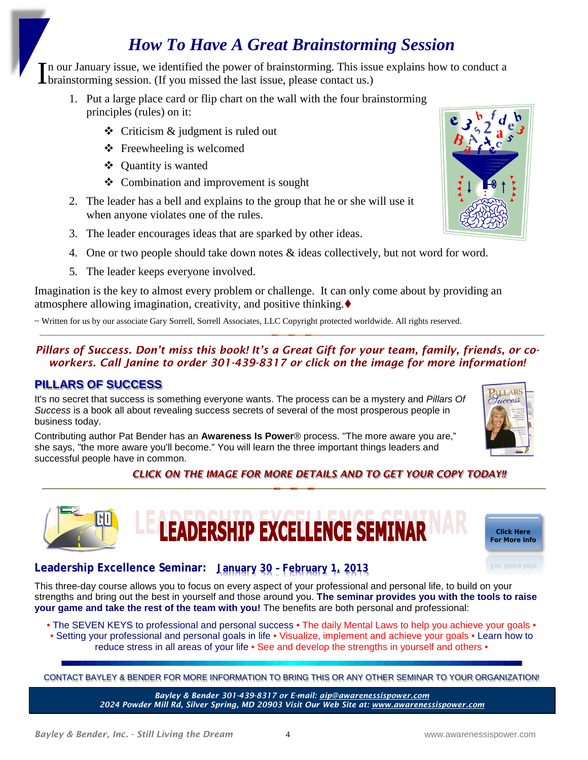# How To Have A Great Brainstorming Session

In our January issue, we identified the power of brainstorming. This issue explains how to conduct a brainstorming session. (If you missed the last issue, please contact us.)

1. Put a large place card or flip chart on the wall with the four brainstorming principles (rules) on it:
   - Criticism & judgment is ruled out
   - Freewheeling is welcomed
   - Quantity is wanted
   - Combination and improvement is sought
2. The leader has a bell and explains to the group that he or she will use it when anyone violates one of the rules.
3. The leader encourages ideas that are sparked by other ideas.
4. One or two people should take down notes & ideas collectively, but not word for word.
5. The leader keeps everyone involved.

Imagination is the key to almost every problem or challenge. It can only come about by providing an atmosphere allowing imagination, creativity, and positive thinking.♦

~ Written for us by our associate Gary Sorrell, Sorrell Associates, LLC Copyright protected worldwide. All rights reserved.

---

*Pillars of Success. Don't miss this book! It's a Great Gift for your team, family, friends, or co-workers. Call Janine to order 301-439-8317 or click on the image for more information!*

## PILLARS OF SUCCESS

It's no secret that success is something everyone wants. The process can be a mystery and *Pillars Of Success* is a book all about revealing success secrets of several of the most prosperous people in business today.

Contributing author Pat Bender has an **Awareness Is Power**® process. "The more aware you are," she says, "the more aware you'll become." You will learn the three important things leaders and successful people have in common.

*CLICK ON THE IMAGE FOR MORE DETAILS AND TO GET YOUR COPY TODAY!!*

---

## LEADERSHIP EXCELLENCE SEMINAR

Click Here For More Info

### Leadership Excellence Seminar: January 30 – February 1, 2013

This three-day course allows you to focus on every aspect of your professional and personal life, to build on your strengths and bring out the best in yourself and those around you. **The seminar provides you with the tools to raise your game and take the rest of the team with you!** The benefits are both personal and professional:

• The SEVEN KEYS to professional and personal success • The daily Mental Laws to help you achieve your goals • • Setting your professional and personal goals in life • Visualize, implement and achieve your goals • Learn how to reduce stress in all areas of your life • See and develop the strengths in yourself and others •

CONTACT BAYLEY & BENDER FOR MORE INFORMATION TO BRING THIS OR ANY OTHER SEMINAR TO YOUR ORGANIZATION!

*Bayley & Bender 301-439-8317 or E-mail: aip@awarenessispower.com*
*2024 Powder Mill Rd, Silver Spring, MD 20903 Visit Our Web Site at: www.awarenessispower.com*